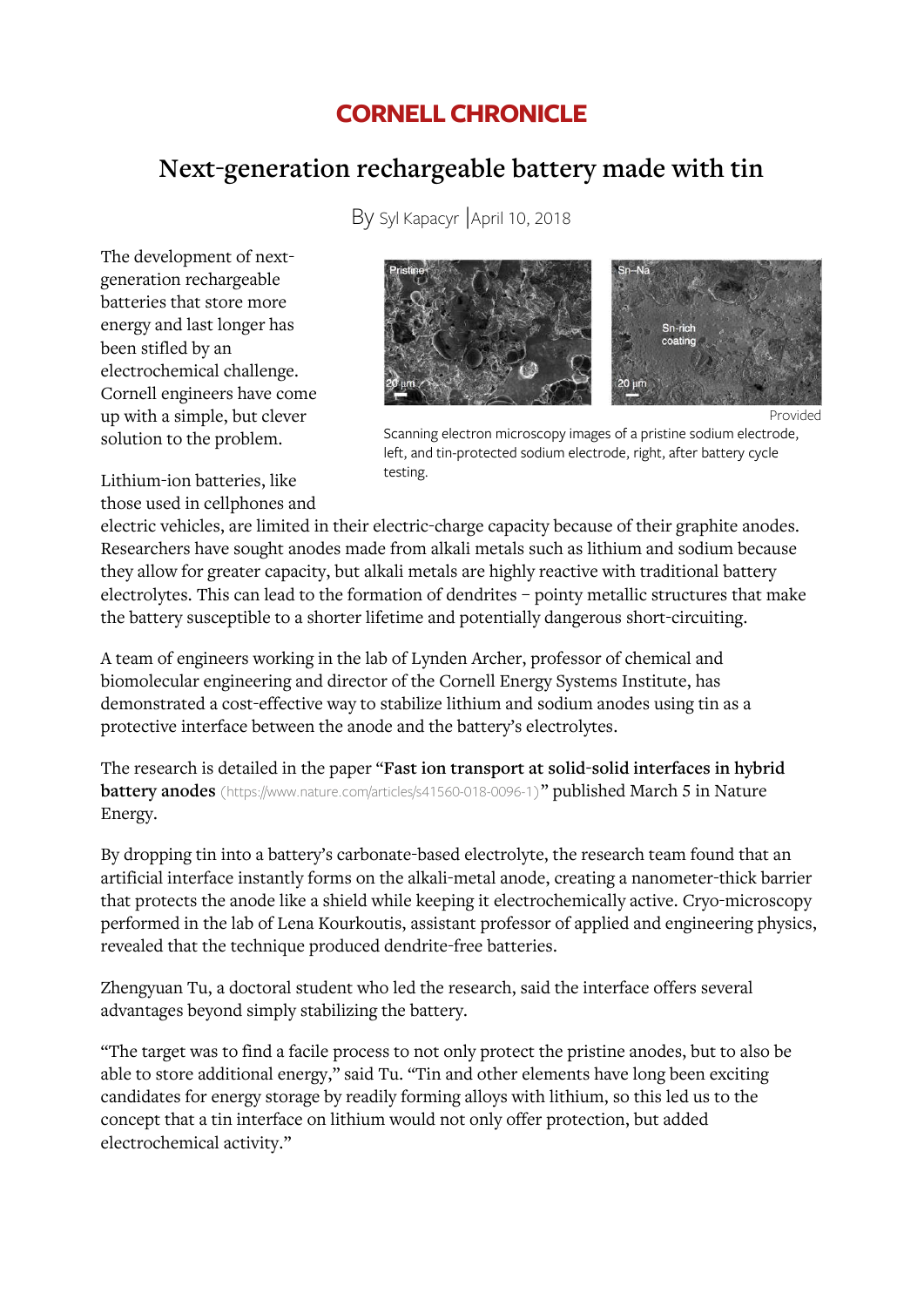# CORNELL CHRONICLE

## Next-generation rechargeable battery made with tin

By Syl Kapacyr | April 10, 2018

The development of next-generation rechargeable batteries that store more energy and last longer has been stifled by an electrochemical challenge. Cornell engineers have come up with a simple, but clever solution to the problem.

Provided

Scanning electron microscopy images of a pristine sodium electrode, left, and tin-protected sodium electrode, right, after battery cycle testing.

Lithium-ion batteries, like those used in cellphones and electric vehicles, are limited in their electric-charge capacity because of their graphite anodes. Researchers have sought anodes made from alkali metals such as lithium and sodium because they allow for greater capacity, but alkali metals are highly reactive with traditional battery electrolytes. This can lead to the formation of dendrites – pointy metallic structures that make the battery susceptible to a shorter lifetime and potentially dangerous short-circuiting.

A team of engineers working in the lab of Lynden Archer, professor of chemical and biomolecular engineering and director of the Cornell Energy Systems Institute, has demonstrated a cost-effective way to stabilize lithium and sodium anodes using tin as a protective interface between the anode and the battery's electrolytes.

The research is detailed in the paper "**Fast ion transport at solid-solid interfaces in hybrid battery anodes** (https://www.nature.com/articles/s41560-018-0096-1)" published March 5 in Nature Energy.

By dropping tin into a battery's carbonate-based electrolyte, the research team found that an artificial interface instantly forms on the alkali-metal anode, creating a nanometer-thick barrier that protects the anode like a shield while keeping it electrochemically active. Cryo-microscopy performed in the lab of Lena Kourkoutis, assistant professor of applied and engineering physics, revealed that the technique produced dendrite-free batteries.

Zhengyuan Tu, a doctoral student who led the research, said the interface offers several advantages beyond simply stabilizing the battery.

"The target was to find a facile process to not only protect the pristine anodes, but to also be able to store additional energy," said Tu. "Tin and other elements have long been exciting candidates for energy storage by readily forming alloys with lithium, so this led us to the concept that a tin interface on lithium would not only offer protection, but added electrochemical activity."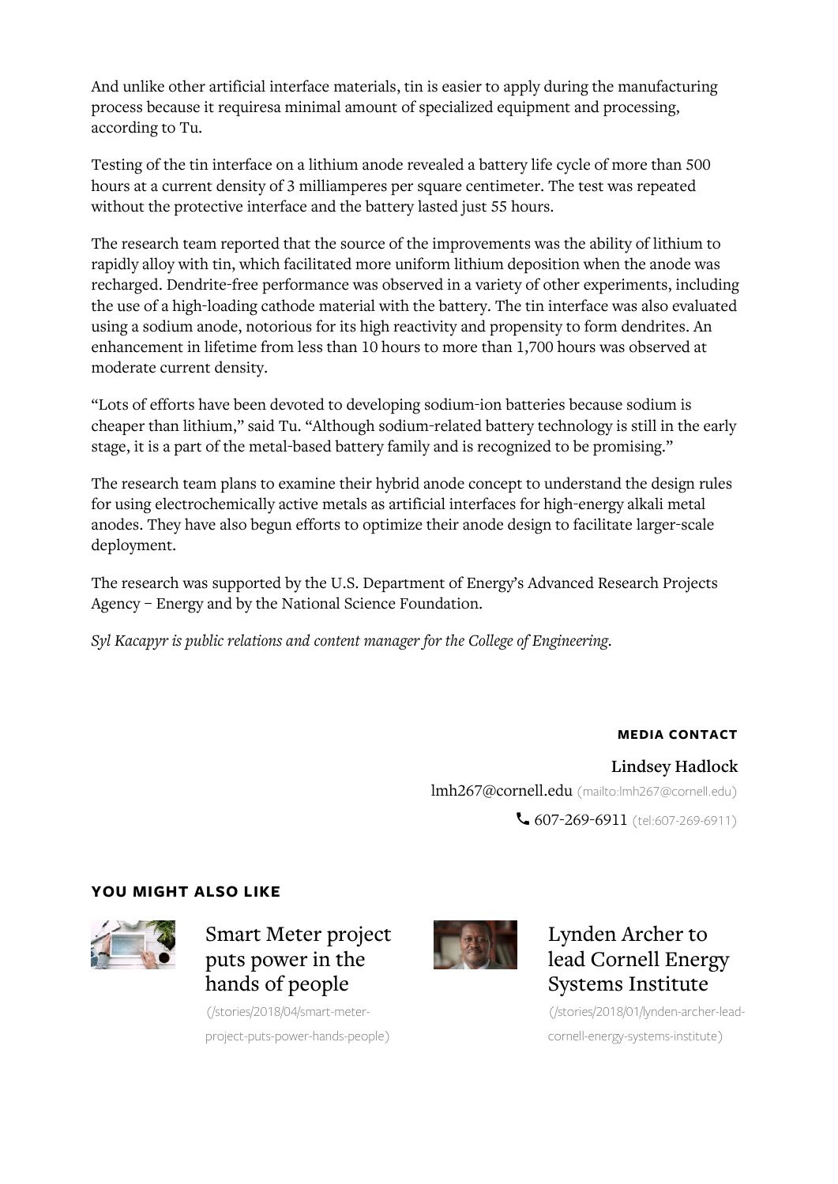And unlike other artificial interface materials, tin is easier to apply during the manufacturing process because it requiresa minimal amount of specialized equipment and processing, according to Tu.

Testing of the tin interface on a lithium anode revealed a battery life cycle of more than 500 hours at a current density of 3 milliamperes per square centimeter. The test was repeated without the protective interface and the battery lasted just 55 hours.

The research team reported that the source of the improvements was the ability of lithium to rapidly alloy with tin, which facilitated more uniform lithium deposition when the anode was recharged. Dendrite-free performance was observed in a variety of other experiments, including the use of a high-loading cathode material with the battery. The tin interface was also evaluated using a sodium anode, notorious for its high reactivity and propensity to form dendrites. An enhancement in lifetime from less than 10 hours to more than 1,700 hours was observed at moderate current density.

"Lots of efforts have been devoted to developing sodium-ion batteries because sodium is cheaper than lithium," said Tu. "Although sodium-related battery technology is still in the early stage, it is a part of the metal-based battery family and is recognized to be promising."

The research team plans to examine their hybrid anode concept to understand the design rules for using electrochemically active metals as artificial interfaces for high-energy alkali metal anodes. They have also begun efforts to optimize their anode design to facilitate larger-scale deployment.

The research was supported by the U.S. Department of Energy's Advanced Research Projects Agency – Energy and by the National Science Foundation.

*Syl Kacapyr is public relations and content manager for the College of Engineering.*

**MEDIA CONTACT**

**Lindsey Hadlock**

lmh267@cornell.edu (mailto:lmh267@cornell.edu)

607-269-6911 (tel:607-269-6911)

**YOU MIGHT ALSO LIKE**

Smart Meter project puts power in the hands of people (/stories/2018/04/smart-meter-project-puts-power-hands-people)

Lynden Archer to lead Cornell Energy Systems Institute (/stories/2018/01/lynden-archer-lead-cornell-energy-systems-institute)